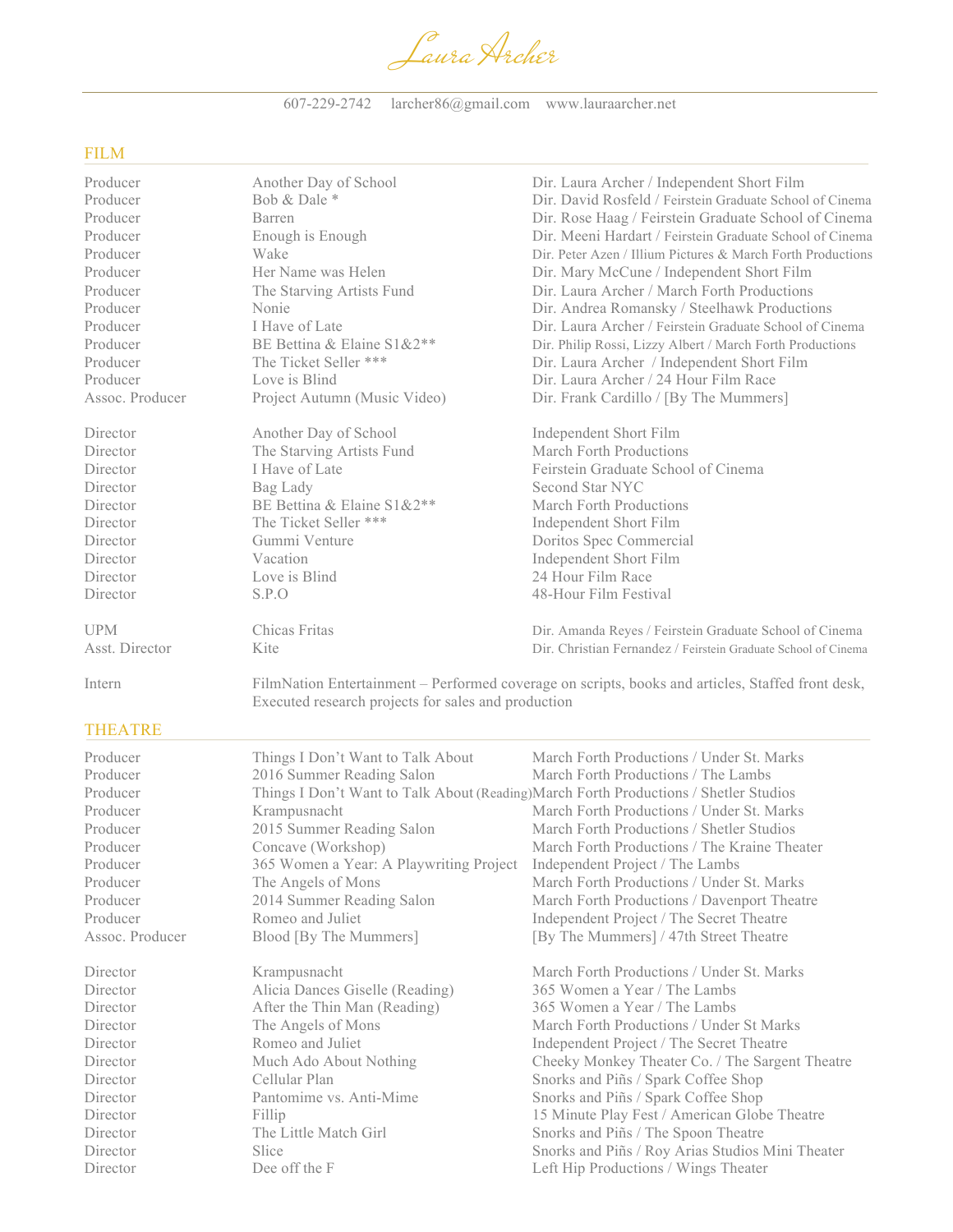# Laura Archer

607-229-2742 larcher86@gmail.com www.lauraarcher.net

## FILM

| | | |
|---|---|---|
| Producer | Another Day of School | Dir. Laura Archer / Independent Short Film |
| Producer | Bob & Dale * | Dir. David Rosfeld / Feirstein Graduate School of Cinema |
| Producer | Barren | Dir. Rose Haag / Feirstein Graduate School of Cinema |
| Producer | Enough is Enough | Dir. Meeni Hardart / Feirstein Graduate School of Cinema |
| Producer | Wake | Dir. Peter Azen / Illium Pictures & March Forth Productions |
| Producer | Her Name was Helen | Dir. Mary McCune / Independent Short Film |
| Producer | The Starving Artists Fund | Dir. Laura Archer / March Forth Productions |
| Producer | Nonie | Dir. Andrea Romansky / Steelhawk Productions |
| Producer | I Have of Late | Dir. Laura Archer / Feirstein Graduate School of Cinema |
| Producer | BE Bettina & Elaine S1&2** | Dir. Philip Rossi, Lizzy Albert / March Forth Productions |
| Producer | The Ticket Seller *** | Dir. Laura Archer / Independent Short Film |
| Producer | Love is Blind | Dir. Laura Archer / 24 Hour Film Race |
| Assoc. Producer | Project Autumn (Music Video) | Dir. Frank Cardillo / [By The Mummers] |
| | | |
| Director | Another Day of School | Independent Short Film |
| Director | The Starving Artists Fund | March Forth Productions |
| Director | I Have of Late | Feirstein Graduate School of Cinema |
| Director | Bag Lady | Second Star NYC |
| Director | BE Bettina & Elaine S1&2** | March Forth Productions |
| Director | The Ticket Seller *** | Independent Short Film |
| Director | Gummi Venture | Doritos Spec Commercial |
| Director | Vacation | Independent Short Film |
| Director | Love is Blind | 24 Hour Film Race |
| Director | S.P.O | 48-Hour Film Festival |
| | | |
| UPM | Chicas Fritas | Dir. Amanda Reyes / Feirstein Graduate School of Cinema |
| Asst. Director | Kite | Dir. Christian Fernandez / Feirstein Graduate School of Cinema |

Intern — FilmNation Entertainment – Performed coverage on scripts, books and articles, Staffed front desk, Executed research projects for sales and production

## THEATRE

| | | |
|---|---|---|
| Producer | Things I Don't Want to Talk About | March Forth Productions / Under St. Marks |
| Producer | 2016 Summer Reading Salon | March Forth Productions / The Lambs |
| Producer | Things I Don't Want to Talk About (Reading) | March Forth Productions / Shetler Studios |
| Producer | Krampusnacht | March Forth Productions / Under St. Marks |
| Producer | 2015 Summer Reading Salon | March Forth Productions / Shetler Studios |
| Producer | Concave (Workshop) | March Forth Productions / The Kraine Theater |
| Producer | 365 Women a Year: A Playwriting Project | Independent Project / The Lambs |
| Producer | The Angels of Mons | March Forth Productions / Under St. Marks |
| Producer | 2014 Summer Reading Salon | March Forth Productions / Davenport Theatre |
| Producer | Romeo and Juliet | Independent Project / The Secret Theatre |
| Assoc. Producer | Blood [By The Mummers] | [By The Mummers] / 47th Street Theatre |
| | | |
| Director | Krampusnacht | March Forth Productions / Under St. Marks |
| Director | Alicia Dances Giselle (Reading) | 365 Women a Year / The Lambs |
| Director | After the Thin Man (Reading) | 365 Women a Year / The Lambs |
| Director | The Angels of Mons | March Forth Productions / Under St Marks |
| Director | Romeo and Juliet | Independent Project / The Secret Theatre |
| Director | Much Ado About Nothing | Cheeky Monkey Theater Co. / The Sargent Theatre |
| Director | Cellular Plan | Snorks and Piñs / Spark Coffee Shop |
| Director | Pantomime vs. Anti-Mime | Snorks and Piñs / Spark Coffee Shop |
| Director | Fillip | 15 Minute Play Fest / American Globe Theatre |
| Director | The Little Match Girl | Snorks and Piñs / The Spoon Theatre |
| Director | Slice | Snorks and Piñs / Roy Arias Studios Mini Theater |
| Director | Dee off the F | Left Hip Productions / Wings Theater |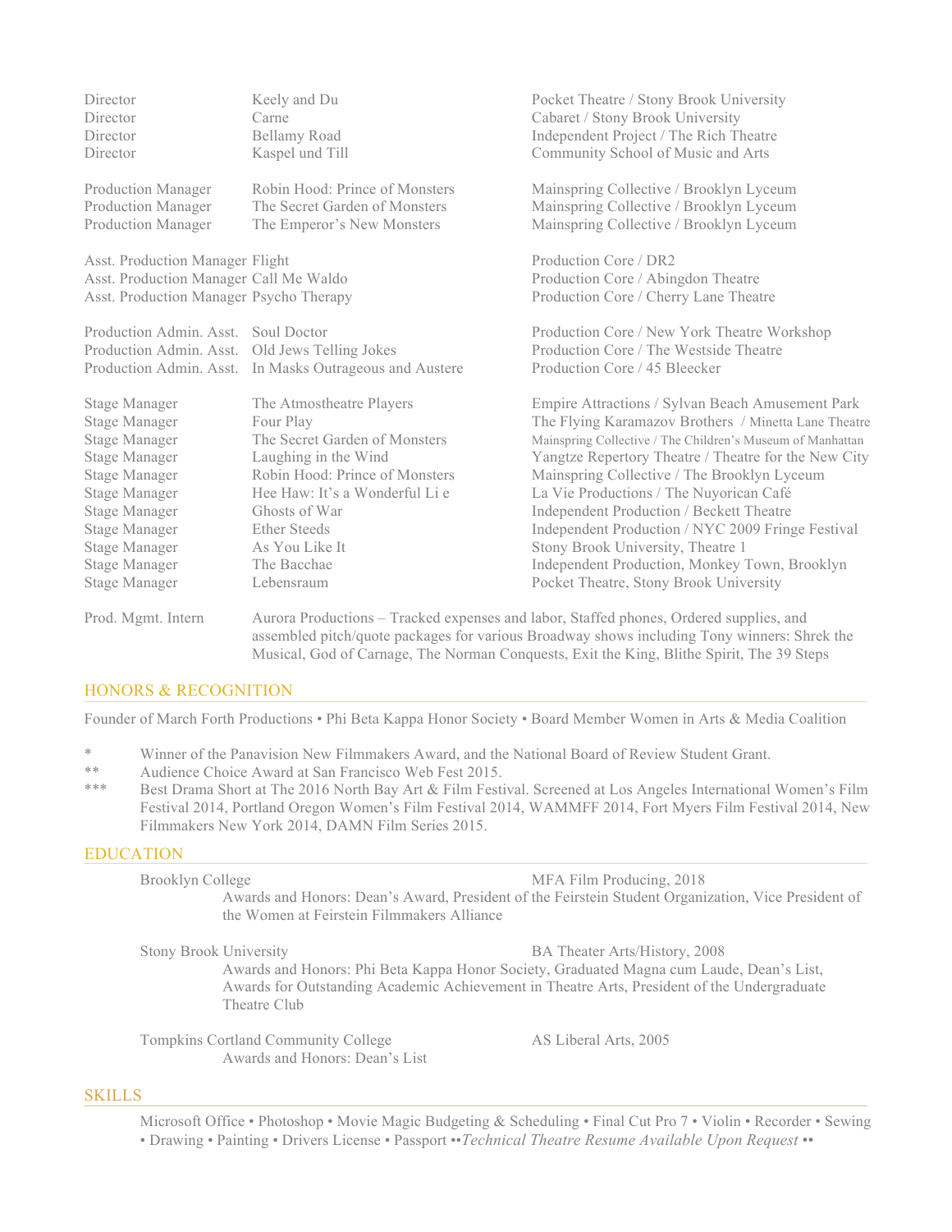| | | |
|---|---|---|
| Director | Keely and Du | Pocket Theatre / Stony Brook University |
| Director | Carne | Cabaret / Stony Brook University |
| Director | Bellamy Road | Independent Project / The Rich Theatre |
| Director | Kaspel und Till | Community School of Music and Arts |
| Production Manager | Robin Hood: Prince of Monsters | Mainspring Collective / Brooklyn Lyceum |
| Production Manager | The Secret Garden of Monsters | Mainspring Collective / Brooklyn Lyceum |
| Production Manager | The Emperor's New Monsters | Mainspring Collective / Brooklyn Lyceum |
| Asst. Production Manager | Flight | Production Core / DR2 |
| Asst. Production Manager | Call Me Waldo | Production Core / Abingdon Theatre |
| Asst. Production Manager | Psycho Therapy | Production Core / Cherry Lane Theatre |
| Production Admin. Asst. | Soul Doctor | Production Core / New York Theatre Workshop |
| Production Admin. Asst. | Old Jews Telling Jokes | Production Core / The Westside Theatre |
| Production Admin. Asst. | In Masks Outrageous and Austere | Production Core / 45 Bleecker |
| Stage Manager | The Atmostheatre Players | Empire Attractions / Sylvan Beach Amusement Park |
| Stage Manager | Four Play | The Flying Karamazov Brothers / Minetta Lane Theatre |
| Stage Manager | The Secret Garden of Monsters | Mainspring Collective / The Children's Museum of Manhattan |
| Stage Manager | Laughing in the Wind | Yangtze Repertory Theatre / Theatre for the New City |
| Stage Manager | Robin Hood: Prince of Monsters | Mainspring Collective / The Brooklyn Lyceum |
| Stage Manager | Hee Haw: It's a Wonderful Li e | La Vie Productions / The Nuyorican Café |
| Stage Manager | Ghosts of War | Independent Production / Beckett Theatre |
| Stage Manager | Ether Steeds | Independent Production / NYC 2009 Fringe Festival |
| Stage Manager | As You Like It | Stony Brook University, Theatre 1 |
| Stage Manager | The Bacchae | Independent Production, Monkey Town, Brooklyn |
| Stage Manager | Lebensraum | Pocket Theatre, Stony Brook University |

Prod. Mgmt. Intern — Aurora Productions – Tracked expenses and labor, Staffed phones, Ordered supplies, and assembled pitch/quote packages for various Broadway shows including Tony winners: Shrek the Musical, God of Carnage, The Norman Conquests, Exit the King, Blithe Spirit, The 39 Steps

## HONORS & RECOGNITION

Founder of March Forth Productions • Phi Beta Kappa Honor Society • Board Member Women in Arts & Media Coalition

\* Winner of the Panavision New Filmmakers Award, and the National Board of Review Student Grant.

\*\* Audience Choice Award at San Francisco Web Fest 2015.

\*\*\* Best Drama Short at The 2016 North Bay Art & Film Festival. Screened at Los Angeles International Women's Film Festival 2014, Portland Oregon Women's Film Festival 2014, WAMMFF 2014, Fort Myers Film Festival 2014, New Filmmakers New York 2014, DAMN Film Series 2015.

## EDUCATION

Brooklyn College — MFA Film Producing, 2018
Awards and Honors: Dean's Award, President of the Feirstein Student Organization, Vice President of the Women at Feirstein Filmmakers Alliance

Stony Brook University — BA Theater Arts/History, 2008
Awards and Honors: Phi Beta Kappa Honor Society, Graduated Magna cum Laude, Dean's List, Awards for Outstanding Academic Achievement in Theatre Arts, President of the Undergraduate Theatre Club

Tompkins Cortland Community College — AS Liberal Arts, 2005
Awards and Honors: Dean's List

## SKILLS

Microsoft Office • Photoshop • Movie Magic Budgeting & Scheduling • Final Cut Pro 7 • Violin • Recorder • Sewing • Drawing • Painting • Drivers License • Passport ••*Technical Theatre Resume Available Upon Request* ••